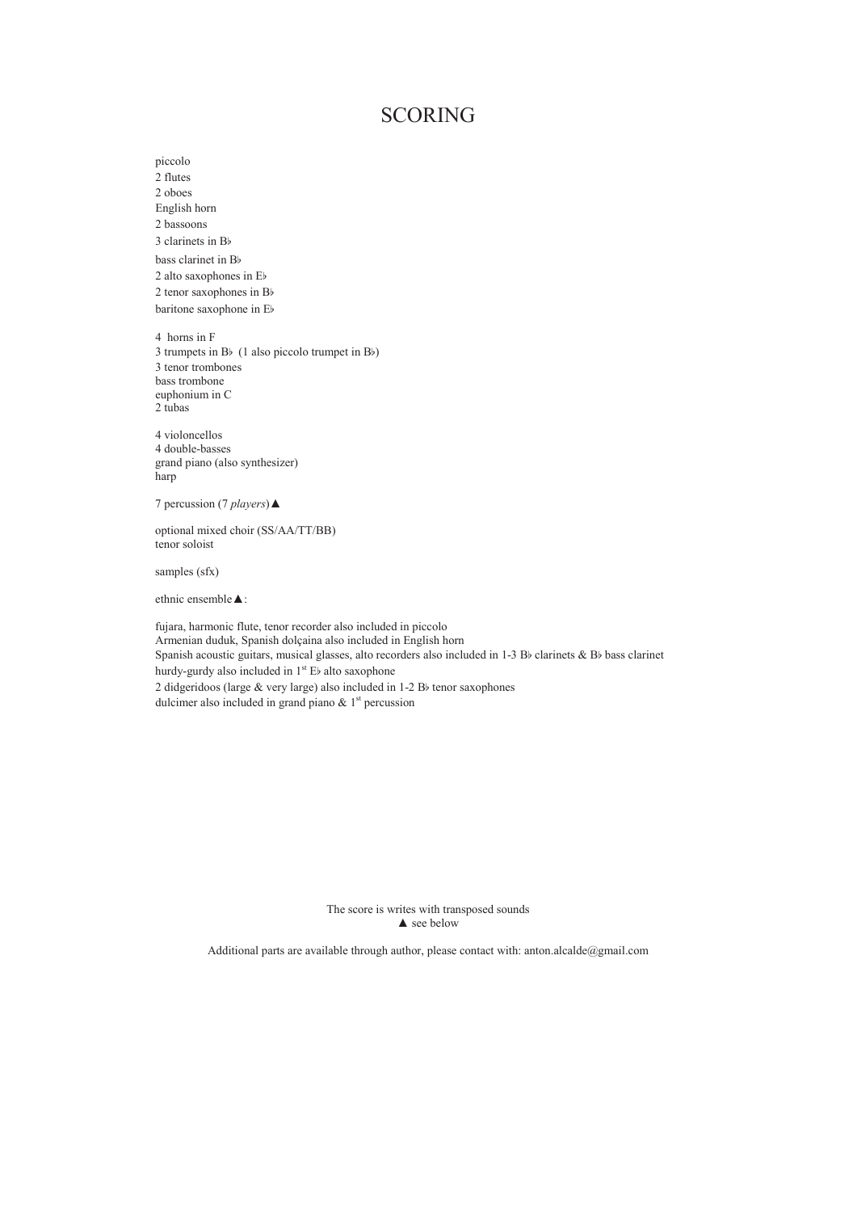# SCORING

piccolo
2 flutes
2 oboes
English horn
2 bassoons
3 clarinets in B♭
bass clarinet in B♭
2 alto saxophones in E♭
2 tenor saxophones in B♭
baritone saxophone in E♭

4 horns in F
3 trumpets in B♭ (1 also piccolo trumpet in B♭)
3 tenor trombones
bass trombone
euphonium in C
2 tubas

4 violoncellos
4 double-basses
grand piano (also synthesizer)
harp

7 percussion (7 *players*)▲

optional mixed choir (SS/AA/TT/BB)
tenor soloist

samples (sfx)

ethnic ensemble▲:

fujara, harmonic flute, tenor recorder also included in piccolo
Armenian duduk, Spanish dolçaina also included in English horn
Spanish acoustic guitars, musical glasses, alto recorders also included in 1-3 B♭ clarinets & B♭ bass clarinet
hurdy-gurdy also included in 1st E♭ alto saxophone
2 didgeridoos (large & very large) also included in 1-2 B♭ tenor saxophones
dulcimer also included in grand piano & 1st percussion

The score is writes with transposed sounds
▲ see below

Additional parts are available through author, please contact with: anton.alcalde@gmail.com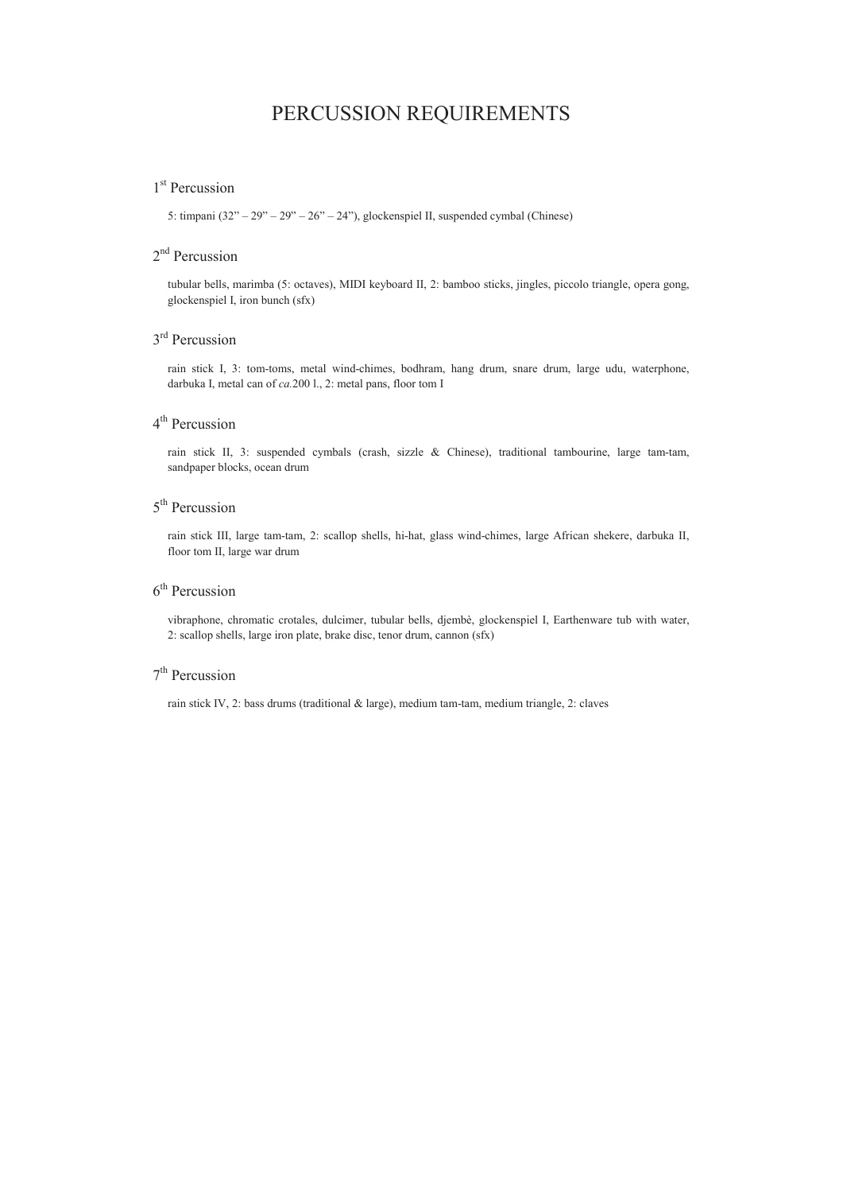# PERCUSSION REQUIREMENTS

## 1st Percussion

5: timpani (32" – 29" – 29" – 26" – 24"), glockenspiel II, suspended cymbal (Chinese)

## 2nd Percussion

tubular bells, marimba (5: octaves), MIDI keyboard II, 2: bamboo sticks, jingles, piccolo triangle, opera gong, glockenspiel I, iron bunch (sfx)

## 3rd Percussion

rain stick I, 3: tom-toms, metal wind-chimes, bodhram, hang drum, snare drum, large udu, waterphone, darbuka I, metal can of *ca.*200 l., 2: metal pans, floor tom I

## 4th Percussion

rain stick II, 3: suspended cymbals (crash, sizzle & Chinese), traditional tambourine, large tam-tam, sandpaper blocks, ocean drum

## 5th Percussion

rain stick III, large tam-tam, 2: scallop shells, hi-hat, glass wind-chimes, large African shekere, darbuka II, floor tom II, large war drum

## 6th Percussion

vibraphone, chromatic crotales, dulcimer, tubular bells, djembè, glockenspiel I, Earthenware tub with water, 2: scallop shells, large iron plate, brake disc, tenor drum, cannon (sfx)

## 7th Percussion

rain stick IV, 2: bass drums (traditional & large), medium tam-tam, medium triangle, 2: claves